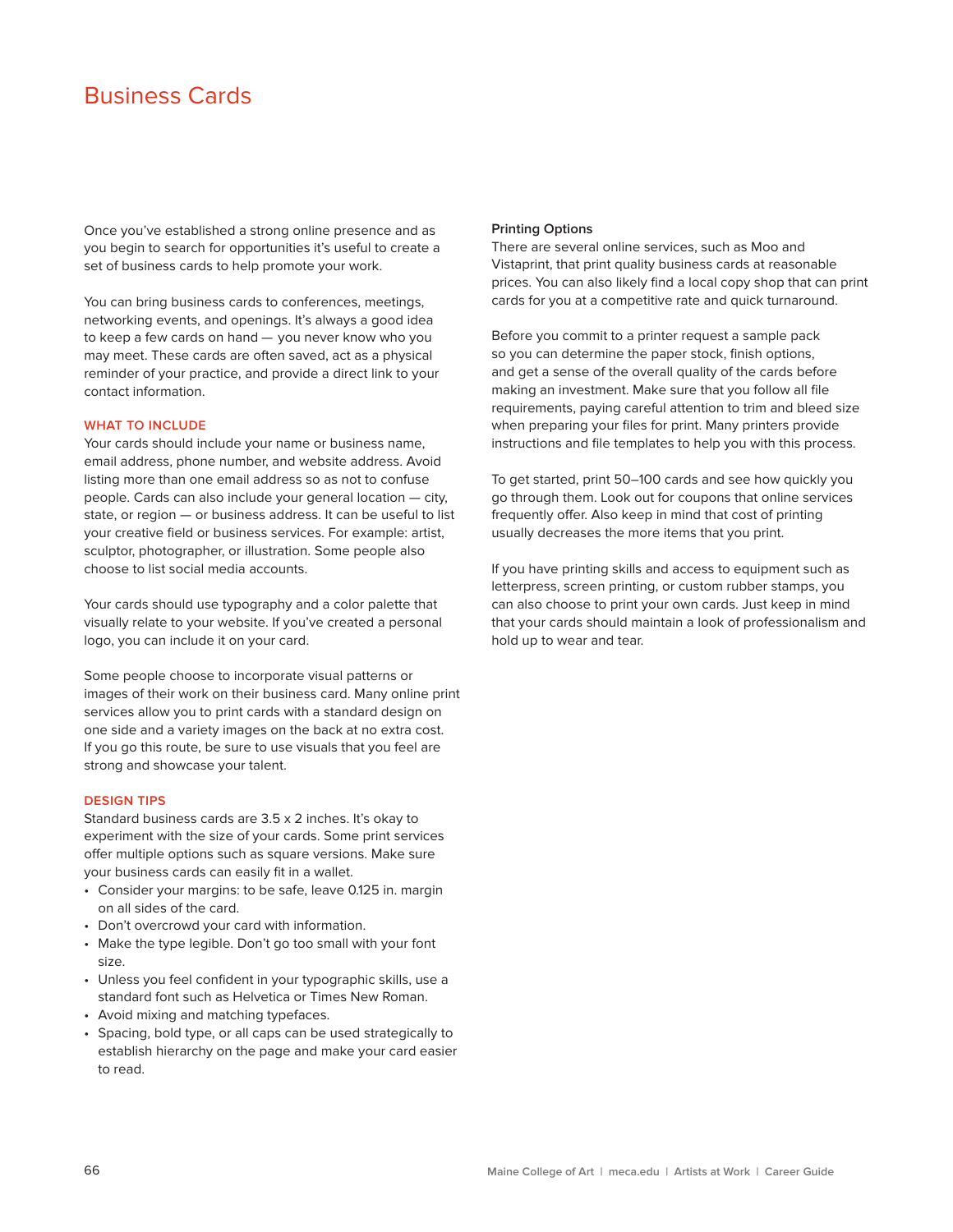# Business Cards

Once you've established a strong online presence and as you begin to search for opportunities it's useful to create a set of business cards to help promote your work.

You can bring business cards to conferences, meetings, networking events, and openings. It's always a good idea to keep a few cards on hand — you never know who you may meet. These cards are often saved, act as a physical reminder of your practice, and provide a direct link to your contact information.

## WHAT TO INCLUDE

Your cards should include your name or business name, email address, phone number, and website address. Avoid listing more than one email address so as not to confuse people. Cards can also include your general location — city, state, or region — or business address. It can be useful to list your creative field or business services. For example: artist, sculptor, photographer, or illustration. Some people also choose to list social media accounts.

Your cards should use typography and a color palette that visually relate to your website. If you've created a personal logo, you can include it on your card.

Some people choose to incorporate visual patterns or images of their work on their business card. Many online print services allow you to print cards with a standard design on one side and a variety images on the back at no extra cost. If you go this route, be sure to use visuals that you feel are strong and showcase your talent.

## DESIGN TIPS

Standard business cards are 3.5 x 2 inches. It's okay to experiment with the size of your cards. Some print services offer multiple options such as square versions. Make sure your business cards can easily fit in a wallet.

- Consider your margins: to be safe, leave 0.125 in. margin on all sides of the card.
- Don't overcrowd your card with information.
- Make the type legible. Don't go too small with your font size.
- Unless you feel confident in your typographic skills, use a standard font such as Helvetica or Times New Roman.
- Avoid mixing and matching typefaces.
- Spacing, bold type, or all caps can be used strategically to establish hierarchy on the page and make your card easier to read.

### Printing Options

There are several online services, such as Moo and Vistaprint, that print quality business cards at reasonable prices. You can also likely find a local copy shop that can print cards for you at a competitive rate and quick turnaround.

Before you commit to a printer request a sample pack so you can determine the paper stock, finish options, and get a sense of the overall quality of the cards before making an investment. Make sure that you follow all file requirements, paying careful attention to trim and bleed size when preparing your files for print. Many printers provide instructions and file templates to help you with this process.

To get started, print 50–100 cards and see how quickly you go through them. Look out for coupons that online services frequently offer. Also keep in mind that cost of printing usually decreases the more items that you print.

If you have printing skills and access to equipment such as letterpress, screen printing, or custom rubber stamps, you can also choose to print your own cards. Just keep in mind that your cards should maintain a look of professionalism and hold up to wear and tear.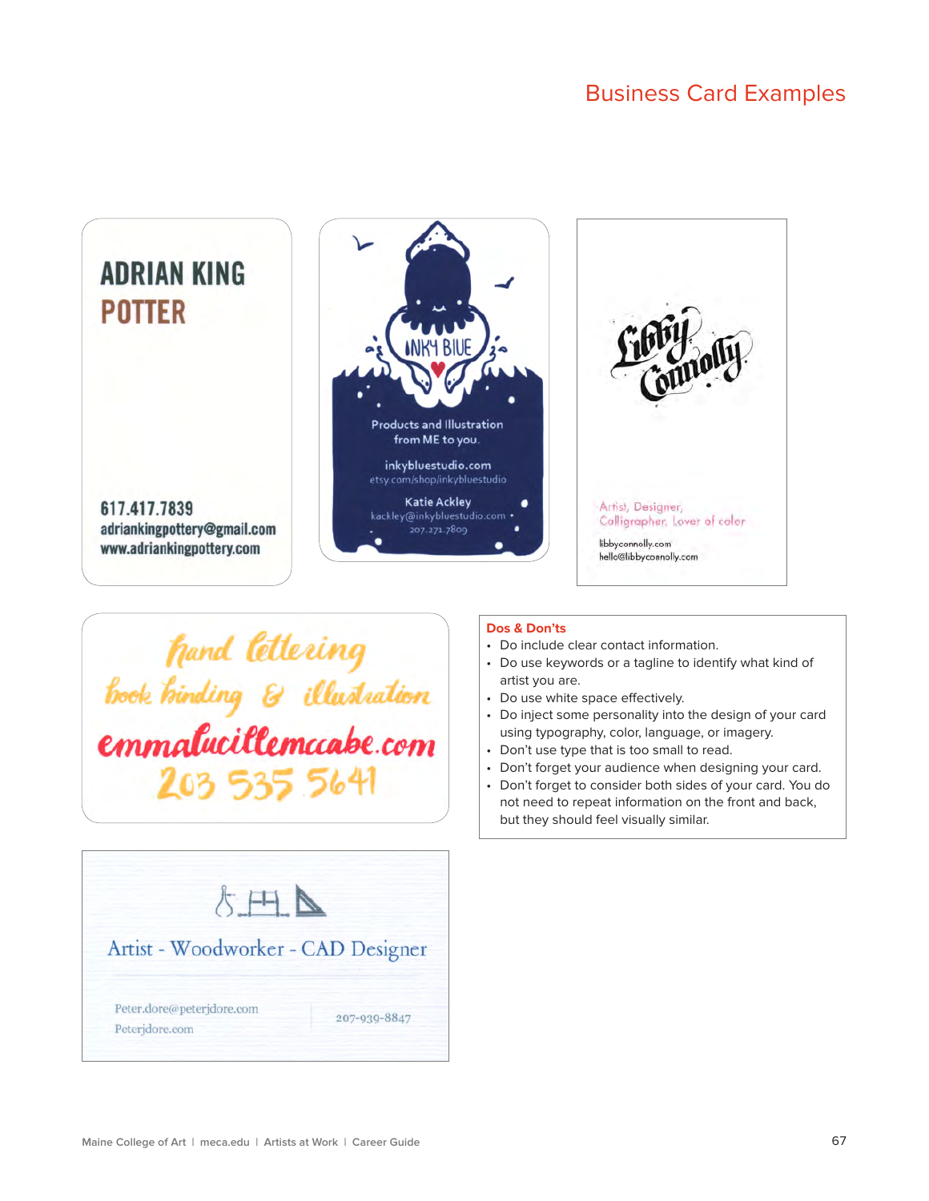# Business Card Examples

ADRIAN KING
POTTER

617.417.7839
adriankingpottery@gmail.com
www.adriankingpottery.com

INKY BLUE

Products and Illustration
from ME to you.

inkybluestudio.com
etsy.com/shop/inkybluestudio

Katie Ackley
kackley@inkybluestudio.com
207.271.7809

Libby Connolly

Artist, Designer,
Calligrapher, Lover of color

libbyconnolly.com
hello@libbyconnolly.com

hand lettering
book binding & illustration
emmalucillemccabe.com
203 535 5641

Artist - Woodworker - CAD Designer

Peter.dore@peterjdore.com
Peterjdore.com

207-939-8847

**Dos & Don'ts**

- Do include clear contact information.
- Do use keywords or a tagline to identify what kind of artist you are.
- Do use white space effectively.
- Do inject some personality into the design of your card using typography, color, language, or imagery.
- Don't use type that is too small to read.
- Don't forget your audience when designing your card.
- Don't forget to consider both sides of your card. You do not need to repeat information on the front and back, but they should feel visually similar.